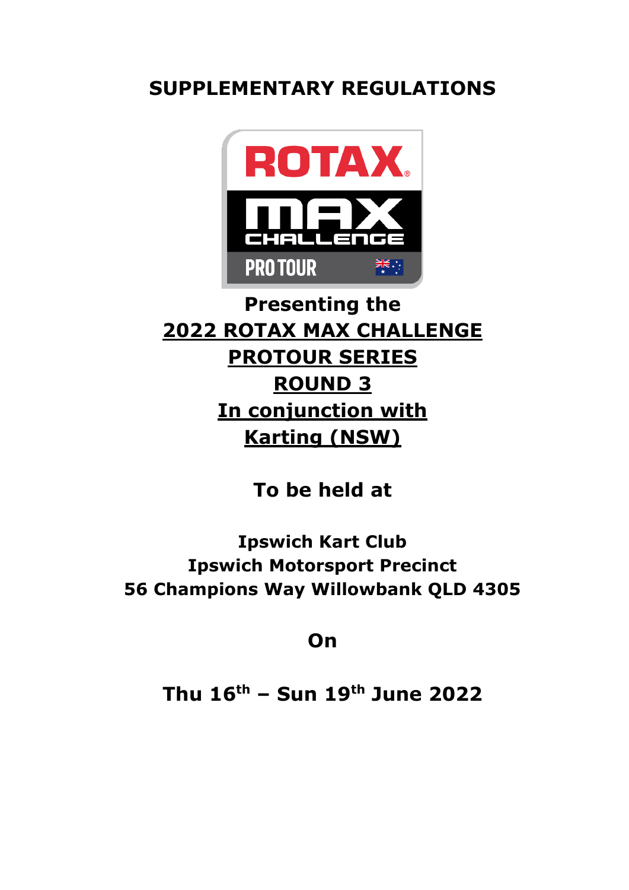# SUPPLEMENTARY REGULATIONS

**Presenting the**

**2022 ROTAX MAX CHALLENGE**

**PROTOUR SERIES**

**ROUND 3**

**In conjunction with**

**Karting (NSW)**

**To be held at**

**Ipswich Kart Club**
**Ipswich Motorsport Precinct**
**56 Champions Way Willowbank QLD 4305**

**On**

**Thu 16th – Sun 19th June 2022**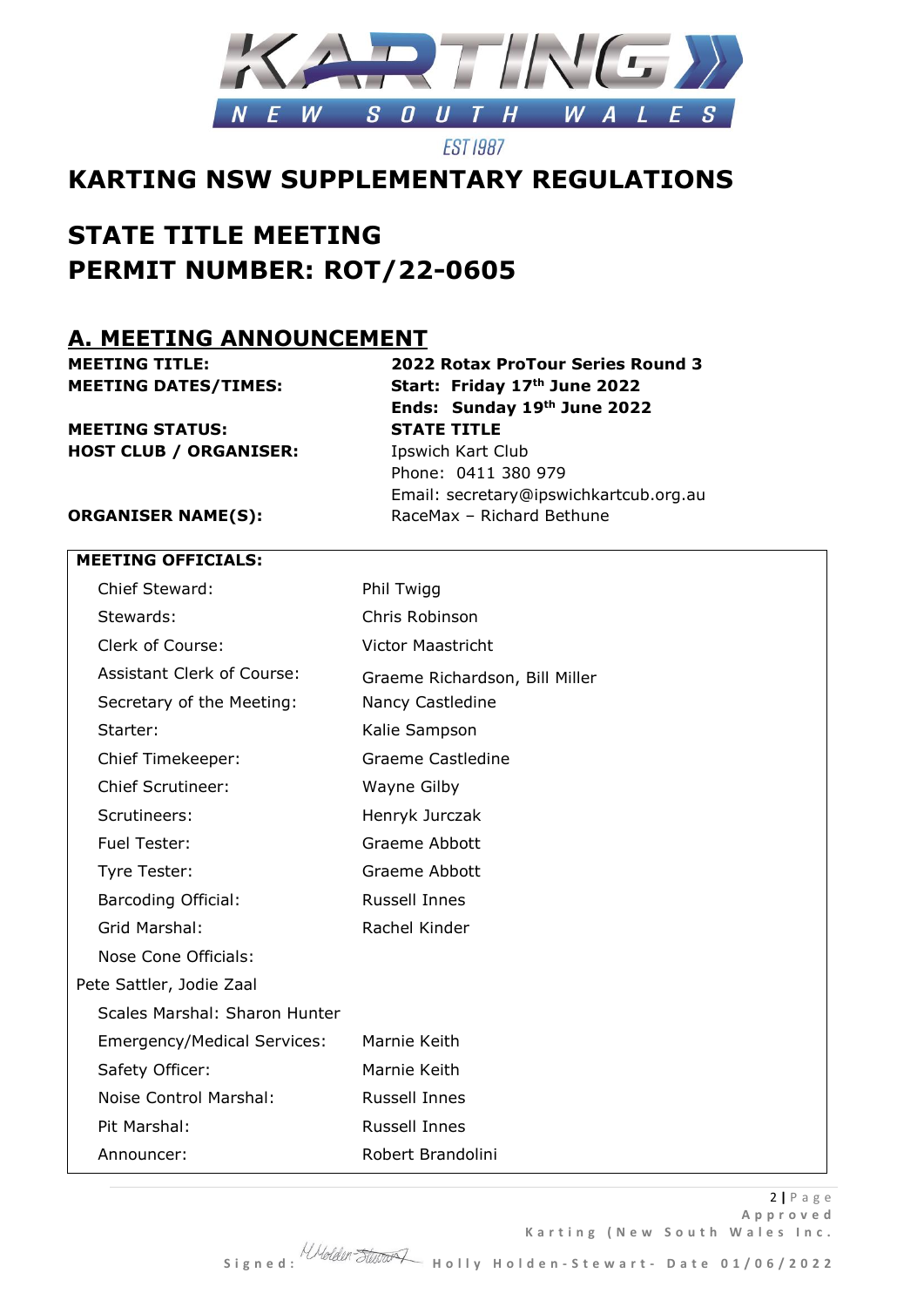# KARTING NSW SUPPLEMENTARY REGULATIONS

# STATE TITLE MEETING
# PERMIT NUMBER: ROT/22-0605

## A. MEETING ANNOUNCEMENT

| | |
|---|---|
| **MEETING TITLE:** | **2022 Rotax ProTour Series Round 3** |
| **MEETING DATES/TIMES:** | **Start: Friday 17th June 2022** **Ends: Sunday 19th June 2022** |
| **MEETING STATUS:** | **STATE TITLE** |
| **HOST CLUB / ORGANISER:** | Ipswich Kart Club Phone: 0411 380 979 Email: secretary@ipswichkartcub.org.au |
| **ORGANISER NAME(S):** | RaceMax – Richard Bethune |

| **MEETING OFFICIALS:** | |
|---|---|
| Chief Steward: | Phil Twigg |
| Stewards: | Chris Robinson |
| Clerk of Course: | Victor Maastricht |
| Assistant Clerk of Course: | Graeme Richardson, Bill Miller |
| Secretary of the Meeting: | Nancy Castledine |
| Starter: | Kalie Sampson |
| Chief Timekeeper: | Graeme Castledine |
| Chief Scrutineer: | Wayne Gilby |
| Scrutineers: | Henryk Jurczak |
| Fuel Tester: | Graeme Abbott |
| Tyre Tester: | Graeme Abbott |
| Barcoding Official: | Russell Innes |
| Grid Marshal: | Rachel Kinder |
| Nose Cone Officials: | Pete Sattler, Jodie Zaal |
| Scales Marshal: | Sharon Hunter |
| Emergency/Medical Services: | Marnie Keith |
| Safety Officer: | Marnie Keith |
| Noise Control Marshal: | Russell Innes |
| Pit Marshal: | Russell Innes |
| Announcer: | Robert Brandolini |

Approved Karting (New South Wales Inc.

Signed: Holly Holden-Stewart - Date 01/06/2022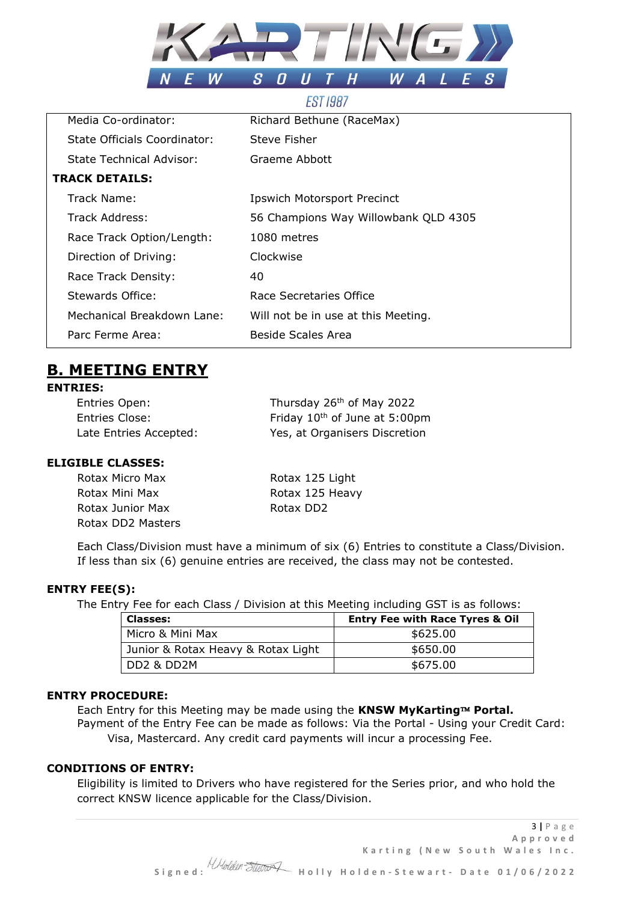| | |
|---|---|
| Media Co-ordinator: | Richard Bethune (RaceMax) |
| State Officials Coordinator: | Steve Fisher |
| State Technical Advisor: | Graeme Abbott |
| **TRACK DETAILS:** | |
| Track Name: | Ipswich Motorsport Precinct |
| Track Address: | 56 Champions Way Willowbank QLD 4305 |
| Race Track Option/Length: | 1080 metres |
| Direction of Driving: | Clockwise |
| Race Track Density: | 40 |
| Stewards Office: | Race Secretaries Office |
| Mechanical Breakdown Lane: | Will not be in use at this Meeting. |
| Parc Ferme Area: | Beside Scales Area |

## B. MEETING ENTRY

### ENTRIES:

Entries Open: Thursday 26th of May 2022
Entries Close: Friday 10th of June at 5:00pm
Late Entries Accepted: Yes, at Organisers Discretion

### ELIGIBLE CLASSES:

- Rotax Micro Max
- Rotax Mini Max
- Rotax Junior Max
- Rotax DD2 Masters
- Rotax 125 Light
- Rotax 125 Heavy
- Rotax DD2

Each Class/Division must have a minimum of six (6) Entries to constitute a Class/Division. If less than six (6) genuine entries are received, the class may not be contested.

### ENTRY FEE(S):

The Entry Fee for each Class / Division at this Meeting including GST is as follows:

| Classes: | Entry Fee with Race Tyres & Oil |
|---|---|
| Micro & Mini Max | $625.00 |
| Junior & Rotax Heavy & Rotax Light | $650.00 |
| DD2 & DD2M | $675.00 |

### ENTRY PROCEDURE:

Each Entry for this Meeting may be made using the **KNSW MyKarting™ Portal.**
Payment of the Entry Fee can be made as follows: Via the Portal - Using your Credit Card: Visa, Mastercard. Any credit card payments will incur a processing Fee.

### CONDITIONS OF ENTRY:

Eligibility is limited to Drivers who have registered for the Series prior, and who hold the correct KNSW licence applicable for the Class/Division.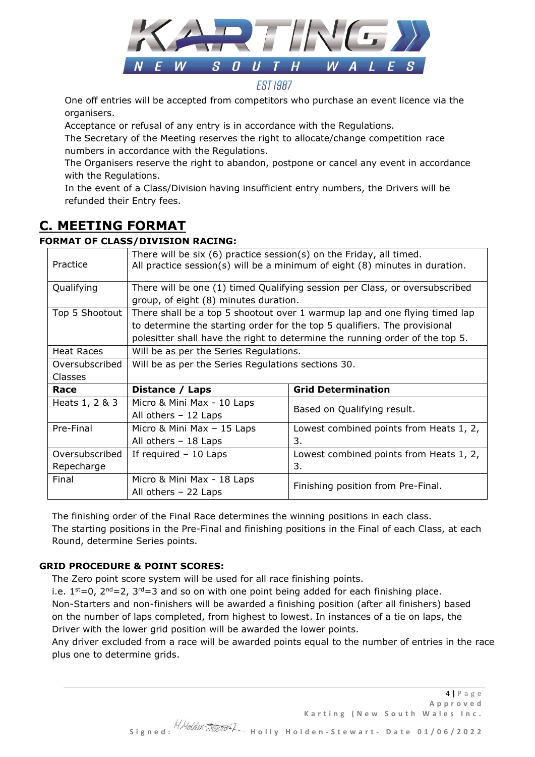One off entries will be accepted from competitors who purchase an event licence via the organisers.

Acceptance or refusal of any entry is in accordance with the Regulations.

The Secretary of the Meeting reserves the right to allocate/change competition race numbers in accordance with the Regulations.

The Organisers reserve the right to abandon, postpone or cancel any event in accordance with the Regulations.

In the event of a Class/Division having insufficient entry numbers, the Drivers will be refunded their Entry fees.

# C. MEETING FORMAT

**FORMAT OF CLASS/DIVISION RACING:**

| | | |
|---|---|---|
| Practice | There will be six (6) practice session(s) on the Friday, all timed. All practice session(s) will be a minimum of eight (8) minutes in duration. | |
| Qualifying | There will be one (1) timed Qualifying session per Class, or oversubscribed group, of eight (8) minutes duration. | |
| Top 5 Shootout | There shall be a top 5 shootout over 1 warmup lap and one flying timed lap to determine the starting order for the top 5 qualifiers. The provisional polesitter shall have the right to determine the running order of the top 5. | |
| Heat Races | Will be as per the Series Regulations. | |
| Oversubscribed Classes | Will be as per the Series Regulations sections 30. | |
| **Race** | **Distance / Laps** | **Grid Determination** |
| Heats 1, 2 & 3 | Micro & Mini Max - 10 Laps<br>All others – 12 Laps | Based on Qualifying result. |
| Pre-Final | Micro & Mini Max – 15 Laps<br>All others – 18 Laps | Lowest combined points from Heats 1, 2, 3. |
| Oversubscribed Repecharge | If required – 10 Laps | Lowest combined points from Heats 1, 2, 3. |
| Final | Micro & Mini Max - 18 Laps<br>All others – 22 Laps | Finishing position from Pre-Final. |

The finishing order of the Final Race determines the winning positions in each class.
The starting positions in the Pre-Final and finishing positions in the Final of each Class, at each Round, determine Series points.

**GRID PROCEDURE & POINT SCORES:**

The Zero point score system will be used for all race finishing points.
i.e. 1st=0, 2nd=2, 3rd=3 and so on with one point being added for each finishing place.
Non-Starters and non-finishers will be awarded a finishing position (after all finishers) based on the number of laps completed, from highest to lowest. In instances of a tie on laps, the Driver with the lower grid position will be awarded the lower points.
Any driver excluded from a race will be awarded points equal to the number of entries in the race plus one to determine grids.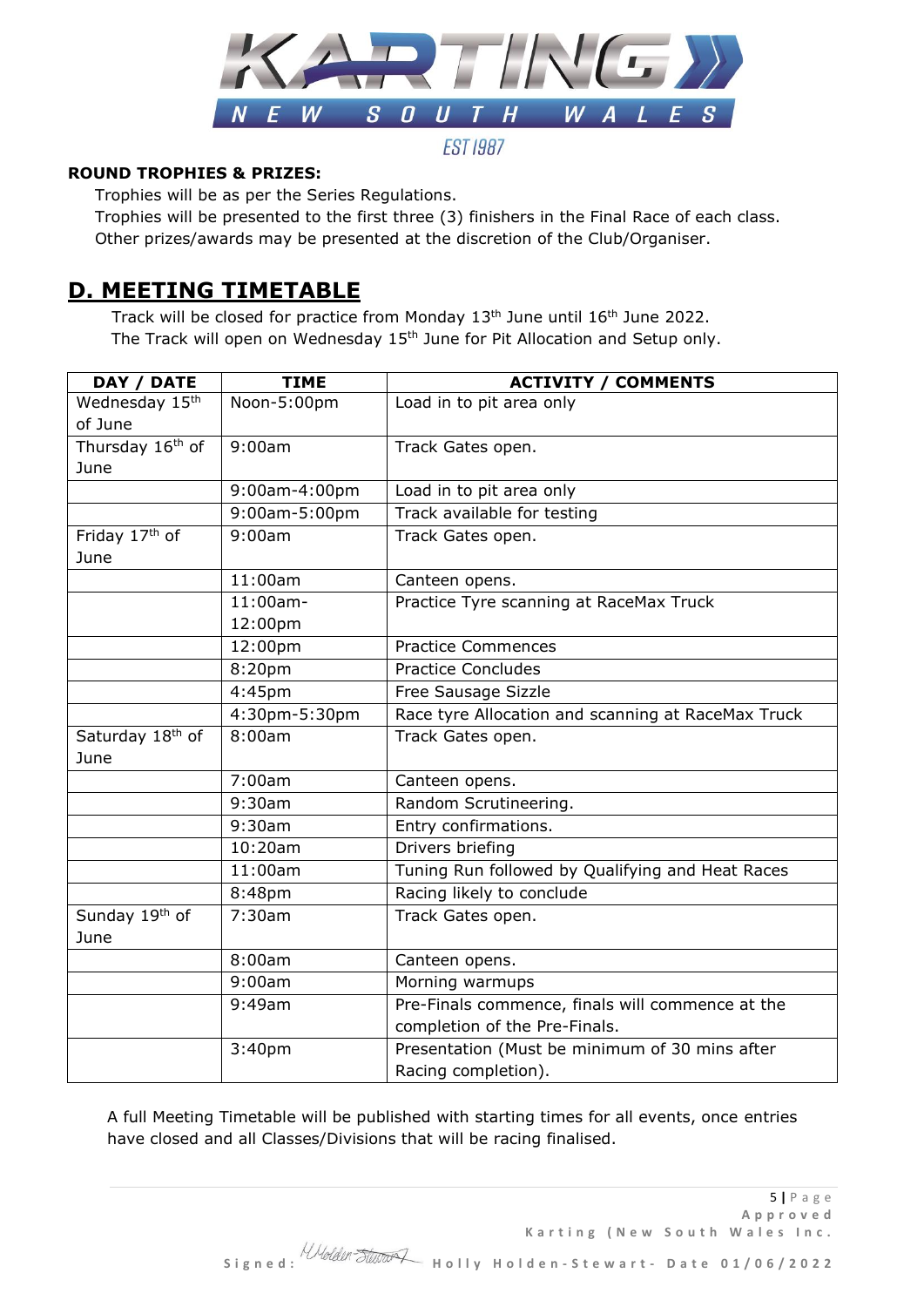**ROUND TROPHIES & PRIZES:**

Trophies will be as per the Series Regulations.
Trophies will be presented to the first three (3) finishers in the Final Race of each class.
Other prizes/awards may be presented at the discretion of the Club/Organiser.

## D. MEETING TIMETABLE

Track will be closed for practice from Monday 13th June until 16th June 2022.
The Track will open on Wednesday 15th June for Pit Allocation and Setup only.

| DAY / DATE | TIME | ACTIVITY / COMMENTS |
|---|---|---|
| Wednesday 15th of June | Noon-5:00pm | Load in to pit area only |
| Thursday 16th of June | 9:00am | Track Gates open. |
| | 9:00am-4:00pm | Load in to pit area only |
| | 9:00am-5:00pm | Track available for testing |
| Friday 17th of June | 9:00am | Track Gates open. |
| | 11:00am | Canteen opens. |
| | 11:00am-12:00pm | Practice Tyre scanning at RaceMax Truck |
| | 12:00pm | Practice Commences |
| | 8:20pm | Practice Concludes |
| | 4:45pm | Free Sausage Sizzle |
| | 4:30pm-5:30pm | Race tyre Allocation and scanning at RaceMax Truck |
| Saturday 18th of June | 8:00am | Track Gates open. |
| | 7:00am | Canteen opens. |
| | 9:30am | Random Scrutineering. |
| | 9:30am | Entry confirmations. |
| | 10:20am | Drivers briefing |
| | 11:00am | Tuning Run followed by Qualifying and Heat Races |
| | 8:48pm | Racing likely to conclude |
| Sunday 19th of June | 7:30am | Track Gates open. |
| | 8:00am | Canteen opens. |
| | 9:00am | Morning warmups |
| | 9:49am | Pre-Finals commence, finals will commence at the completion of the Pre-Finals. |
| | 3:40pm | Presentation (Must be minimum of 30 mins after Racing completion). |

A full Meeting Timetable will be published with starting times for all events, once entries have closed and all Classes/Divisions that will be racing finalised.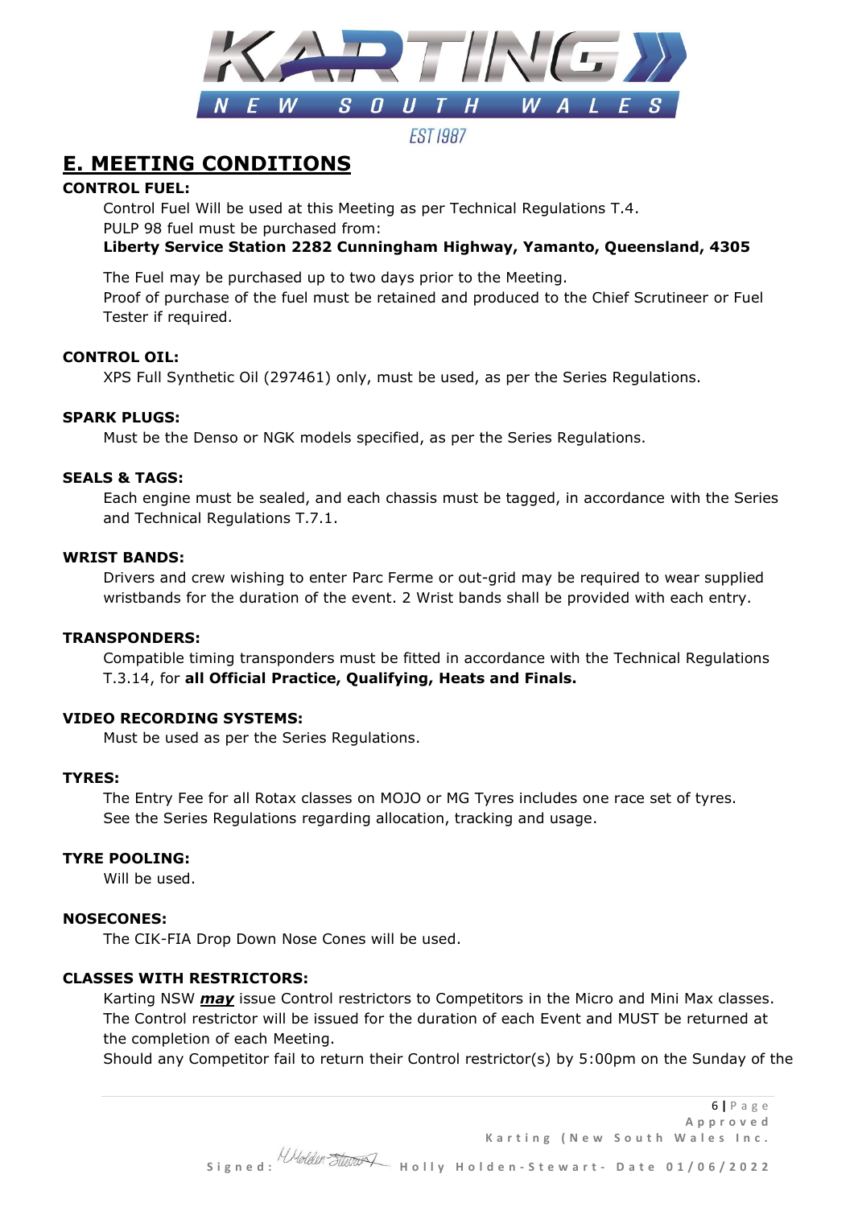## E. MEETING CONDITIONS

**CONTROL FUEL:**

Control Fuel Will be used at this Meeting as per Technical Regulations T.4.
PULP 98 fuel must be purchased from:
**Liberty Service Station 2282 Cunningham Highway, Yamanto, Queensland, 4305**

The Fuel may be purchased up to two days prior to the Meeting.
Proof of purchase of the fuel must be retained and produced to the Chief Scrutineer or Fuel Tester if required.

**CONTROL OIL:**

XPS Full Synthetic Oil (297461) only, must be used, as per the Series Regulations.

**SPARK PLUGS:**

Must be the Denso or NGK models specified, as per the Series Regulations.

**SEALS & TAGS:**

Each engine must be sealed, and each chassis must be tagged, in accordance with the Series and Technical Regulations T.7.1.

**WRIST BANDS:**

Drivers and crew wishing to enter Parc Ferme or out-grid may be required to wear supplied wristbands for the duration of the event. 2 Wrist bands shall be provided with each entry.

**TRANSPONDERS:**

Compatible timing transponders must be fitted in accordance with the Technical Regulations T.3.14, for **all Official Practice, Qualifying, Heats and Finals.**

**VIDEO RECORDING SYSTEMS:**

Must be used as per the Series Regulations.

**TYRES:**

The Entry Fee for all Rotax classes on MOJO or MG Tyres includes one race set of tyres.
See the Series Regulations regarding allocation, tracking and usage.

**TYRE POOLING:**

Will be used.

**NOSECONES:**

The CIK-FIA Drop Down Nose Cones will be used.

**CLASSES WITH RESTRICTORS:**

Karting NSW ***may*** issue Control restrictors to Competitors in the Micro and Mini Max classes.
The Control restrictor will be issued for the duration of each Event and MUST be returned at the completion of each Meeting.
Should any Competitor fail to return their Control restrictor(s) by 5:00pm on the Sunday of the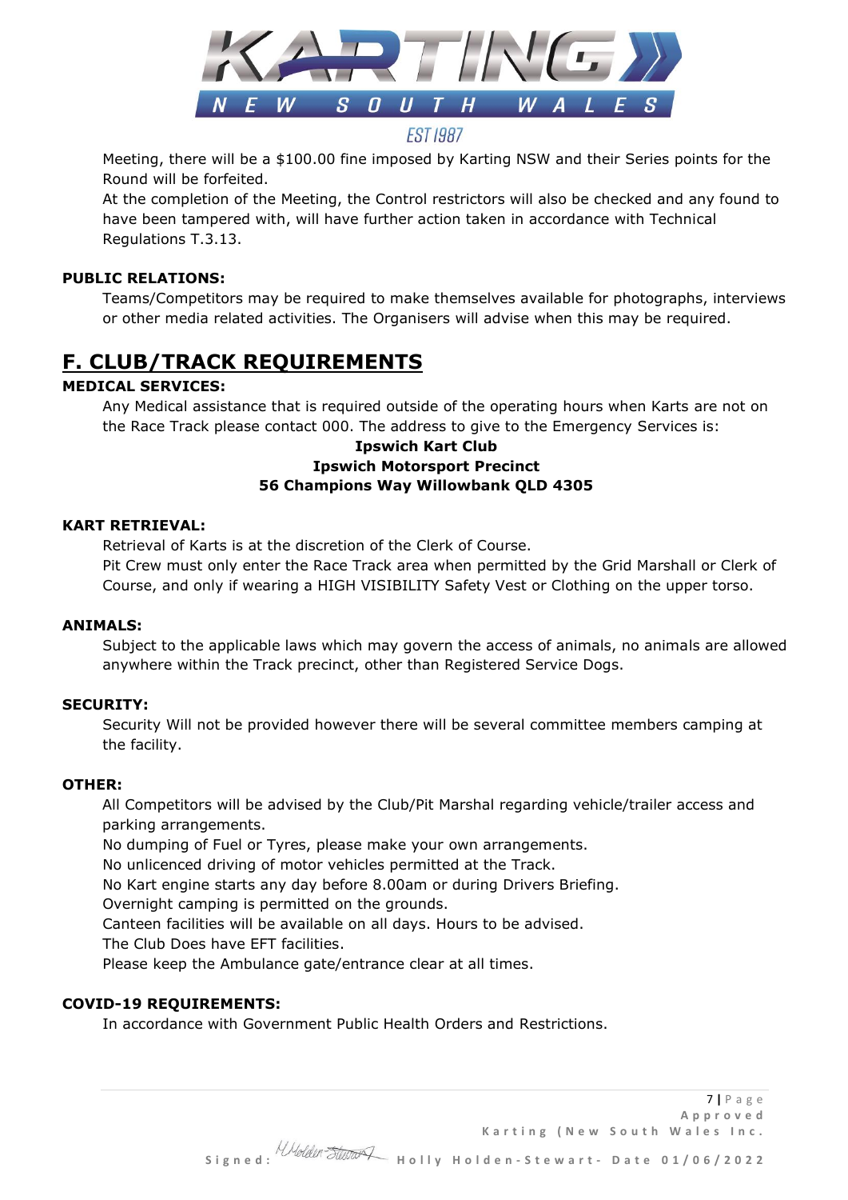Meeting, there will be a $100.00 fine imposed by Karting NSW and their Series points for the Round will be forfeited.

At the completion of the Meeting, the Control restrictors will also be checked and any found to have been tampered with, will have further action taken in accordance with Technical Regulations T.3.13.

**PUBLIC RELATIONS:**

Teams/Competitors may be required to make themselves available for photographs, interviews or other media related activities. The Organisers will advise when this may be required.

# F. CLUB/TRACK REQUIREMENTS

**MEDICAL SERVICES:**

Any Medical assistance that is required outside of the operating hours when Karts are not on the Race Track please contact 000. The address to give to the Emergency Services is:

**Ipswich Kart Club**
**Ipswich Motorsport Precinct**
**56 Champions Way Willowbank QLD 4305**

**KART RETRIEVAL:**

Retrieval of Karts is at the discretion of the Clerk of Course.

Pit Crew must only enter the Race Track area when permitted by the Grid Marshall or Clerk of Course, and only if wearing a HIGH VISIBILITY Safety Vest or Clothing on the upper torso.

**ANIMALS:**

Subject to the applicable laws which may govern the access of animals, no animals are allowed anywhere within the Track precinct, other than Registered Service Dogs.

**SECURITY:**

Security Will not be provided however there will be several committee members camping at the facility.

**OTHER:**

All Competitors will be advised by the Club/Pit Marshal regarding vehicle/trailer access and parking arrangements.

No dumping of Fuel or Tyres, please make your own arrangements.

No unlicenced driving of motor vehicles permitted at the Track.

No Kart engine starts any day before 8.00am or during Drivers Briefing.

Overnight camping is permitted on the grounds.

Canteen facilities will be available on all days. Hours to be advised.

The Club Does have EFT facilities.

Please keep the Ambulance gate/entrance clear at all times.

**COVID-19 REQUIREMENTS:**

In accordance with Government Public Health Orders and Restrictions.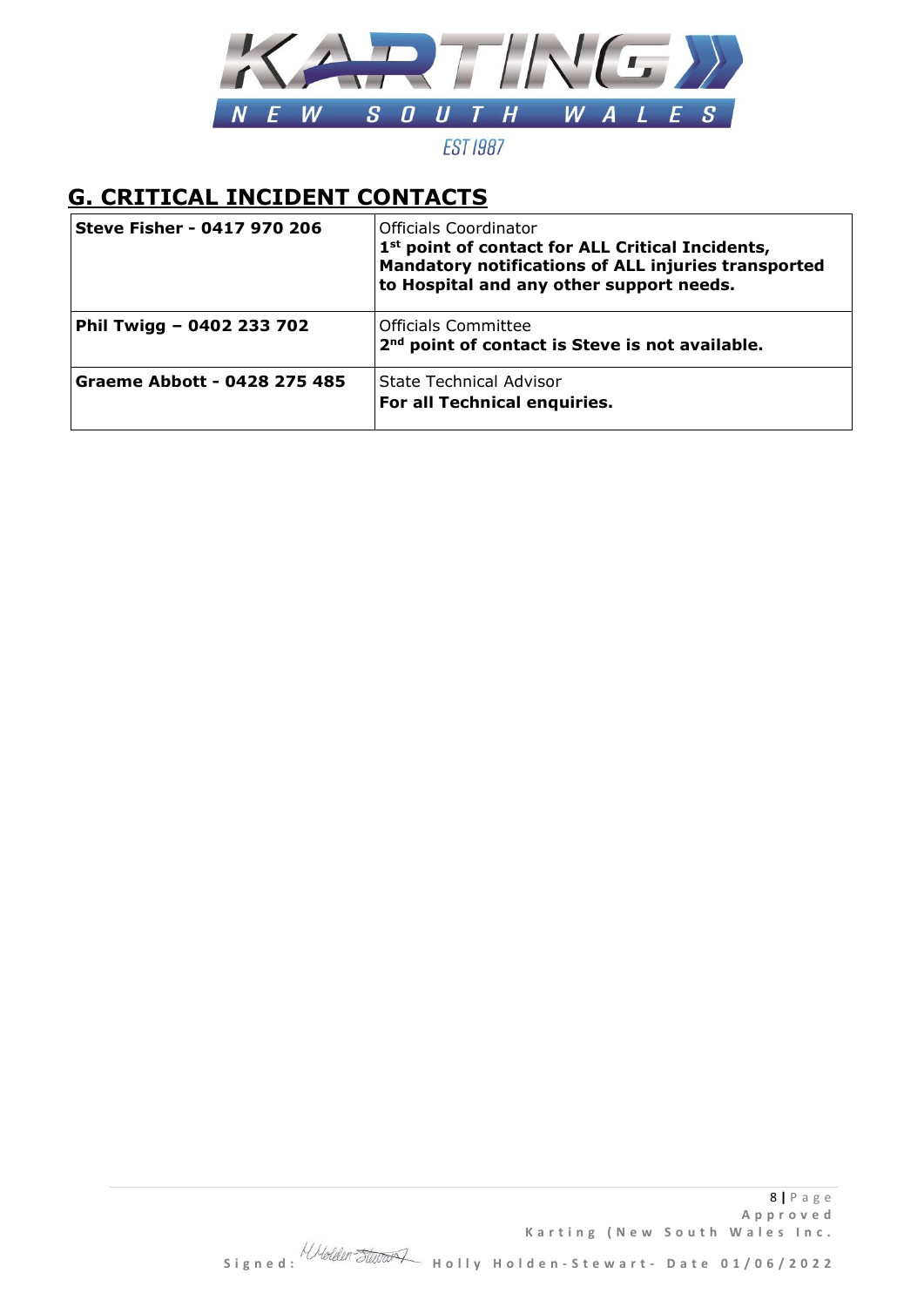## G. CRITICAL INCIDENT CONTACTS

| | |
|---|---|
| **Steve Fisher - 0417 970 206** | Officials Coordinator **1st point of contact for ALL Critical Incidents, Mandatory notifications of ALL injuries transported to Hospital and any other support needs.** |
| **Phil Twigg – 0402 233 702** | Officials Committee **2nd point of contact is Steve is not available.** |
| **Graeme Abbott - 0428 275 485** | State Technical Advisor **For all Technical enquiries.** |

Approved Karting (New South Wales Inc.

Signed: Holly Holden-Stewart - Date 01/06/2022